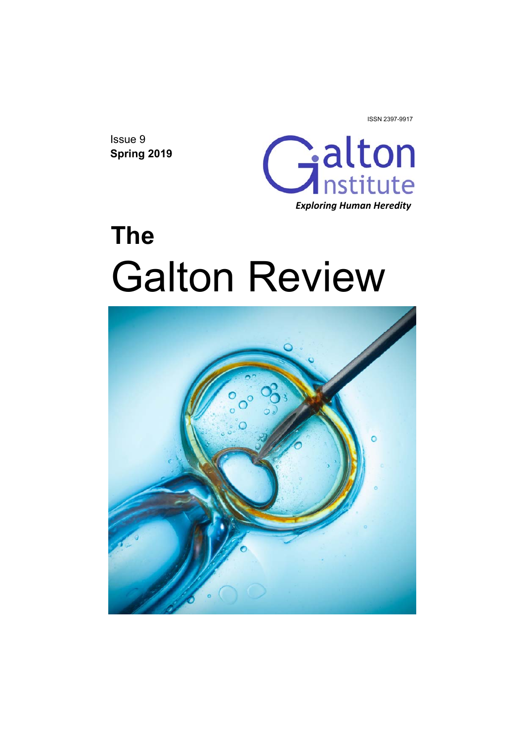ISSN 2397-9917

Issue 9
**Spring 2019**

Galton Institute
*Exploring Human Heredity*

# The
# Galton Review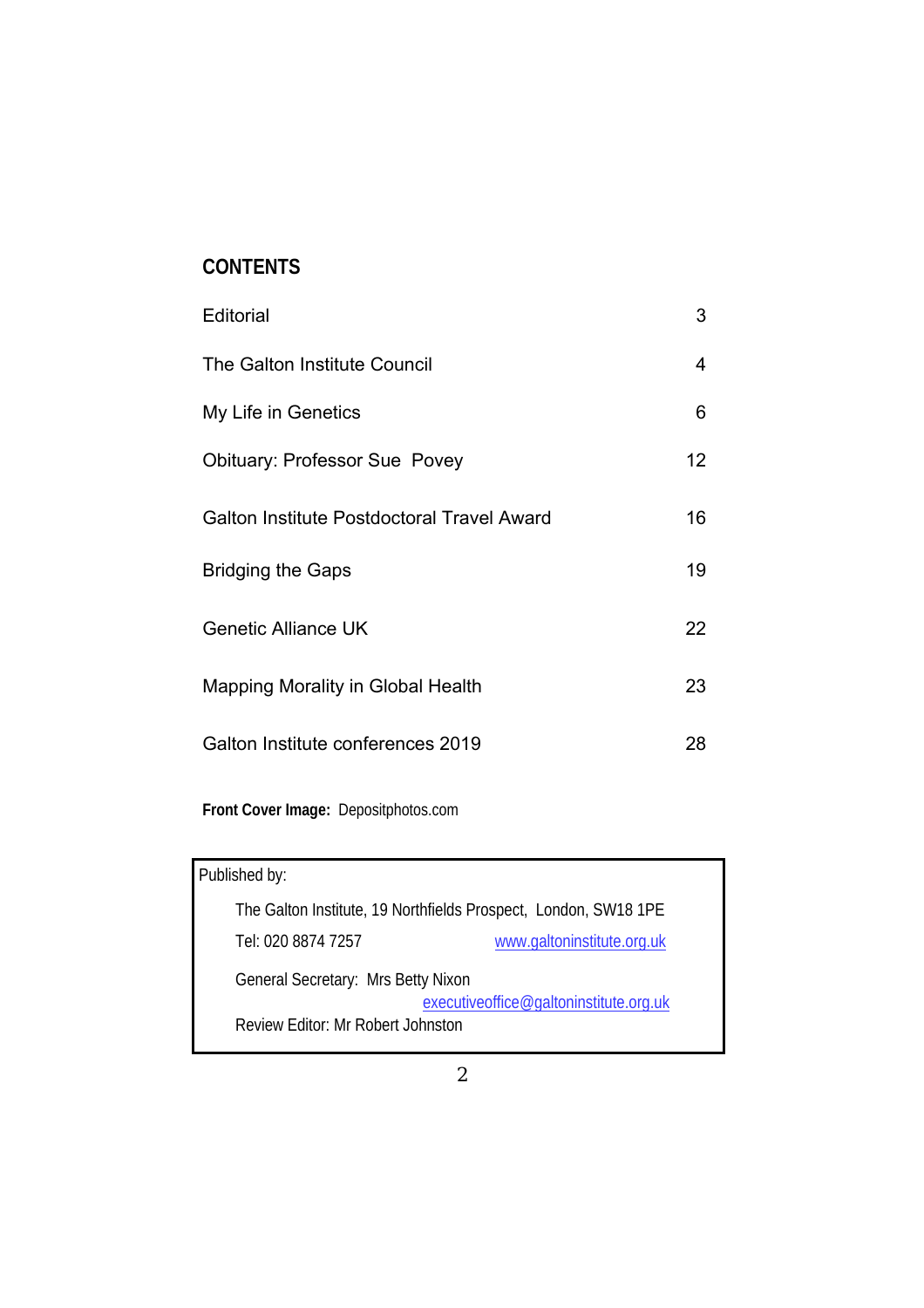## CONTENTS

| | |
|---|---|
| Editorial | 3 |
| The Galton Institute Council | 4 |
| My Life in Genetics | 6 |
| Obituary: Professor Sue Povey | 12 |
| Galton Institute Postdoctoral Travel Award | 16 |
| Bridging the Gaps | 19 |
| Genetic Alliance UK | 22 |
| Mapping Morality in Global Health | 23 |
| Galton Institute conferences 2019 | 28 |

**Front Cover Image:** Depositphotos.com

Published by:

The Galton Institute, 19 Northfields Prospect, London, SW18 1PE

Tel: 020 8874 7257 www.galtoninstitute.org.uk

General Secretary: Mrs Betty Nixon
executiveoffice@galtoninstitute.org.uk

Review Editor: Mr Robert Johnston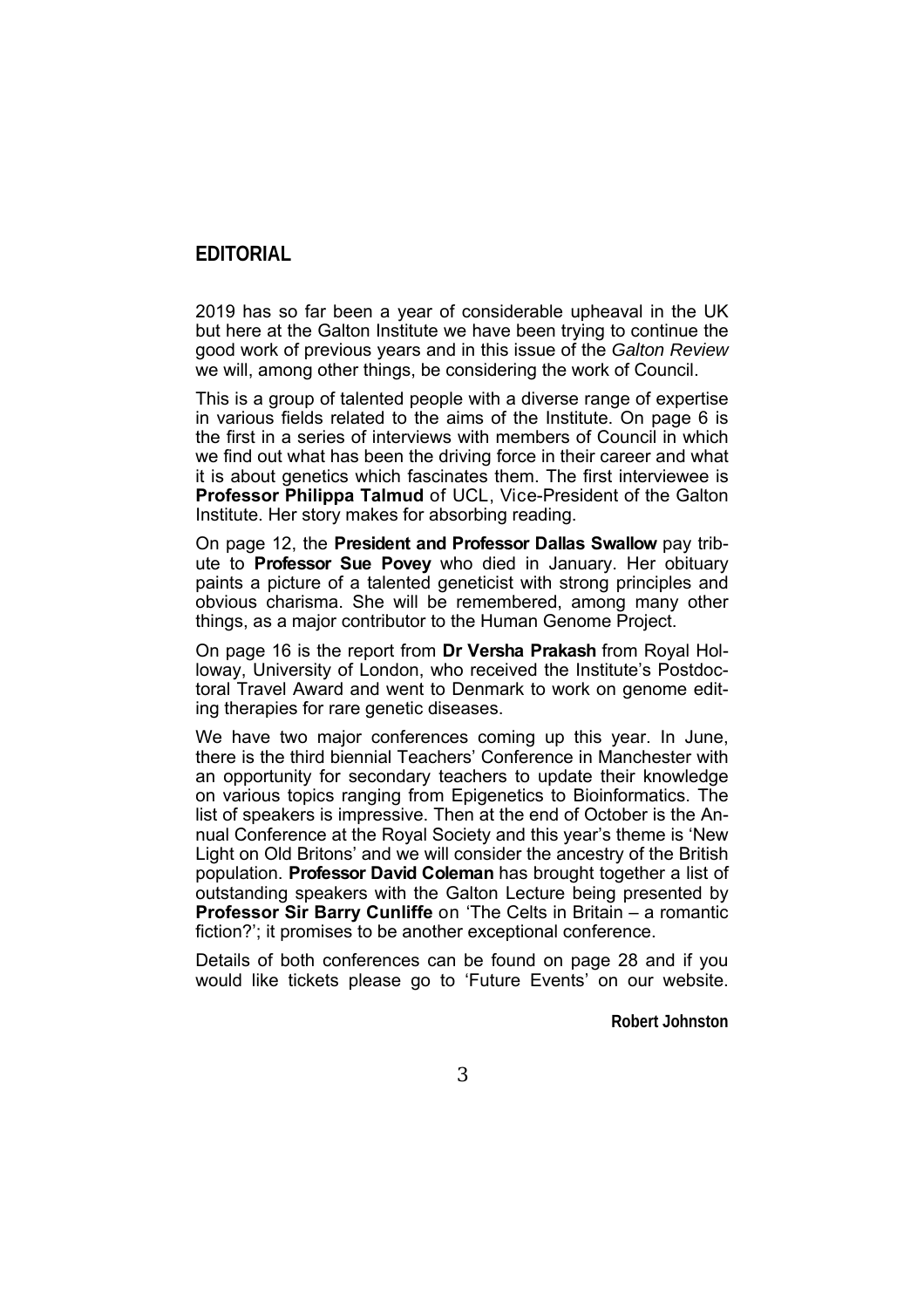# EDITORIAL

2019 has so far been a year of considerable upheaval in the UK but here at the Galton Institute we have been trying to continue the good work of previous years and in this issue of the *Galton Review* we will, among other things, be considering the work of Council.

This is a group of talented people with a diverse range of expertise in various fields related to the aims of the Institute. On page 6 is the first in a series of interviews with members of Council in which we find out what has been the driving force in their career and what it is about genetics which fascinates them. The first interviewee is **Professor Philippa Talmud** of UCL, Vice-President of the Galton Institute. Her story makes for absorbing reading.

On page 12, the **President and Professor Dallas Swallow** pay tribute to **Professor Sue Povey** who died in January. Her obituary paints a picture of a talented geneticist with strong principles and obvious charisma. She will be remembered, among many other things, as a major contributor to the Human Genome Project.

On page 16 is the report from **Dr Versha Prakash** from Royal Holloway, University of London, who received the Institute's Postdoctoral Travel Award and went to Denmark to work on genome editing therapies for rare genetic diseases.

We have two major conferences coming up this year. In June, there is the third biennial Teachers' Conference in Manchester with an opportunity for secondary teachers to update their knowledge on various topics ranging from Epigenetics to Bioinformatics. The list of speakers is impressive. Then at the end of October is the Annual Conference at the Royal Society and this year's theme is 'New Light on Old Britons' and we will consider the ancestry of the British population. **Professor David Coleman** has brought together a list of outstanding speakers with the Galton Lecture being presented by **Professor Sir Barry Cunliffe** on 'The Celts in Britain – a romantic fiction?'; it promises to be another exceptional conference.

Details of both conferences can be found on page 28 and if you would like tickets please go to 'Future Events' on our website.

**Robert Johnston**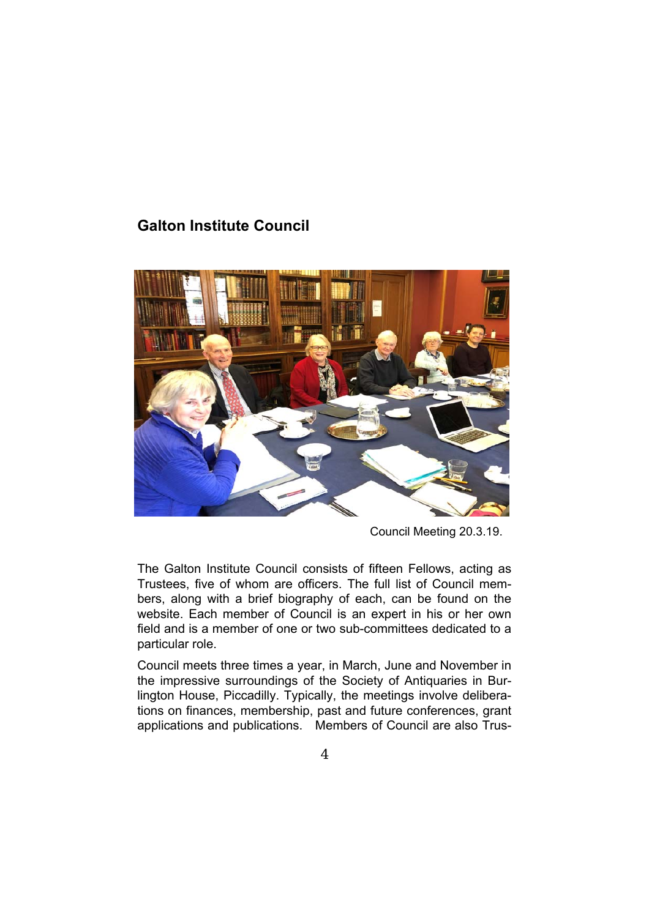## Galton Institute Council

Council Meeting 20.3.19.

The Galton Institute Council consists of fifteen Fellows, acting as Trustees, five of whom are officers. The full list of Council members, along with a brief biography of each, can be found on the website. Each member of Council is an expert in his or her own field and is a member of one or two sub-committees dedicated to a particular role.

Council meets three times a year, in March, June and November in the impressive surroundings of the Society of Antiquaries in Burlington House, Piccadilly. Typically, the meetings involve deliberations on finances, membership, past and future conferences, grant applications and publications. Members of Council are also Trus-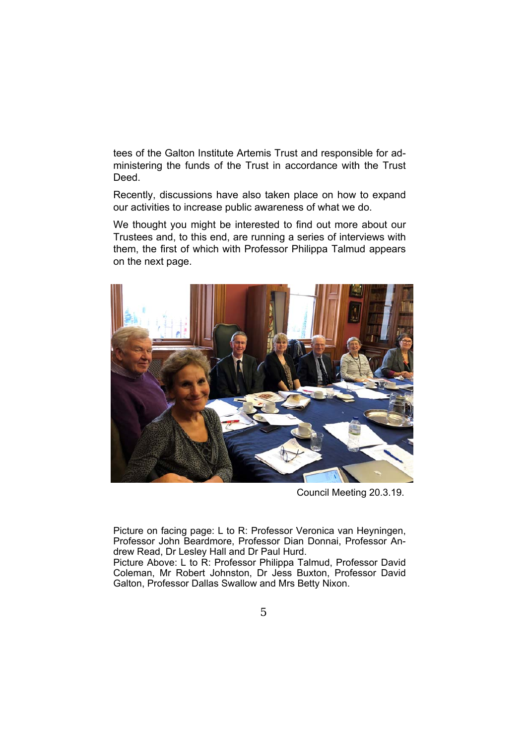tees of the Galton Institute Artemis Trust and responsible for administering the funds of the Trust in accordance with the Trust Deed.

Recently, discussions have also taken place on how to expand our activities to increase public awareness of what we do.

We thought you might be interested to find out more about our Trustees and, to this end, are running a series of interviews with them, the first of which with Professor Philippa Talmud appears on the next page.

Council Meeting 20.3.19.

Picture on facing page: L to R: Professor Veronica van Heyningen, Professor John Beardmore, Professor Dian Donnai, Professor Andrew Read, Dr Lesley Hall and Dr Paul Hurd.
Picture Above: L to R: Professor Philippa Talmud, Professor David Coleman, Mr Robert Johnston, Dr Jess Buxton, Professor David Galton, Professor Dallas Swallow and Mrs Betty Nixon.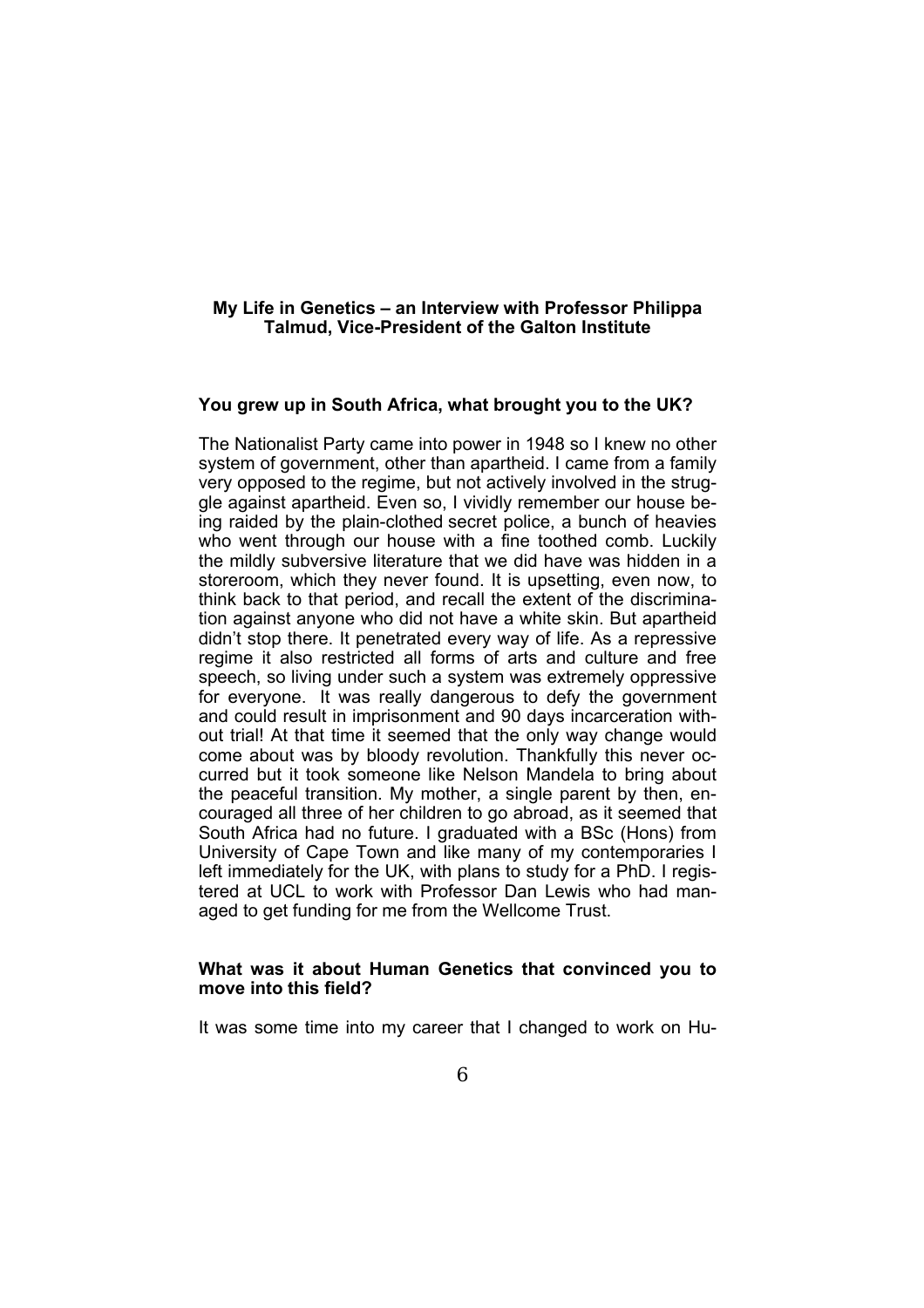**My Life in Genetics – an Interview with Professor Philippa Talmud, Vice-President of the Galton Institute**

**You grew up in South Africa, what brought you to the UK?**

The Nationalist Party came into power in 1948 so I knew no other system of government, other than apartheid. I came from a family very opposed to the regime, but not actively involved in the struggle against apartheid. Even so, I vividly remember our house being raided by the plain-clothed secret police, a bunch of heavies who went through our house with a fine toothed comb. Luckily the mildly subversive literature that we did have was hidden in a storeroom, which they never found. It is upsetting, even now, to think back to that period, and recall the extent of the discrimination against anyone who did not have a white skin. But apartheid didn't stop there. It penetrated every way of life. As a repressive regime it also restricted all forms of arts and culture and free speech, so living under such a system was extremely oppressive for everyone. It was really dangerous to defy the government and could result in imprisonment and 90 days incarceration without trial! At that time it seemed that the only way change would come about was by bloody revolution. Thankfully this never occurred but it took someone like Nelson Mandela to bring about the peaceful transition. My mother, a single parent by then, encouraged all three of her children to go abroad, as it seemed that South Africa had no future. I graduated with a BSc (Hons) from University of Cape Town and like many of my contemporaries I left immediately for the UK, with plans to study for a PhD. I registered at UCL to work with Professor Dan Lewis who had managed to get funding for me from the Wellcome Trust.

**What was it about Human Genetics that convinced you to move into this field?**

It was some time into my career that I changed to work on Hu-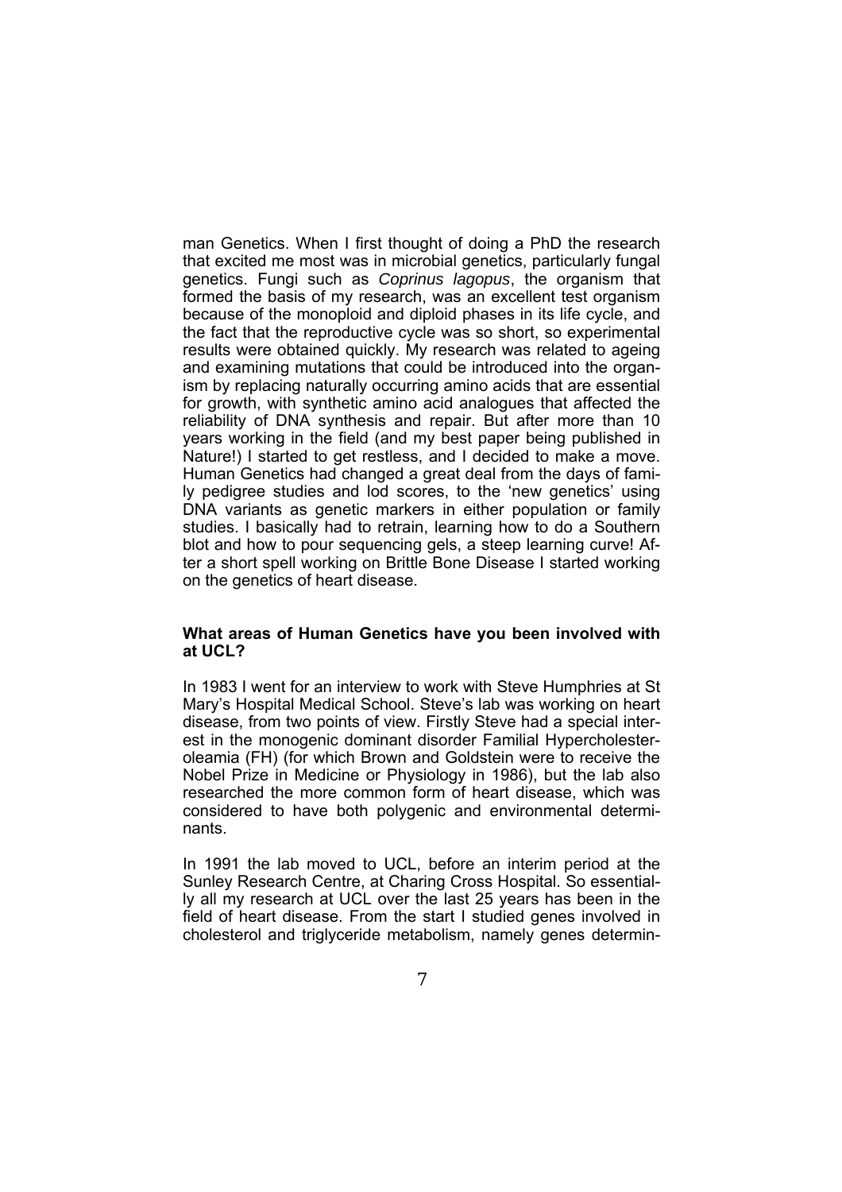man Genetics. When I first thought of doing a PhD the research that excited me most was in microbial genetics, particularly fungal genetics. Fungi such as *Coprinus lagopus*, the organism that formed the basis of my research, was an excellent test organism because of the monoploid and diploid phases in its life cycle, and the fact that the reproductive cycle was so short, so experimental results were obtained quickly. My research was related to ageing and examining mutations that could be introduced into the organism by replacing naturally occurring amino acids that are essential for growth, with synthetic amino acid analogues that affected the reliability of DNA synthesis and repair. But after more than 10 years working in the field (and my best paper being published in Nature!) I started to get restless, and I decided to make a move. Human Genetics had changed a great deal from the days of family pedigree studies and lod scores, to the 'new genetics' using DNA variants as genetic markers in either population or family studies. I basically had to retrain, learning how to do a Southern blot and how to pour sequencing gels, a steep learning curve! After a short spell working on Brittle Bone Disease I started working on the genetics of heart disease.

**What areas of Human Genetics have you been involved with at UCL?**

In 1983 I went for an interview to work with Steve Humphries at St Mary's Hospital Medical School. Steve's lab was working on heart disease, from two points of view. Firstly Steve had a special interest in the monogenic dominant disorder Familial Hypercholesteroleamia (FH) (for which Brown and Goldstein were to receive the Nobel Prize in Medicine or Physiology in 1986), but the lab also researched the more common form of heart disease, which was considered to have both polygenic and environmental determinants.

In 1991 the lab moved to UCL, before an interim period at the Sunley Research Centre, at Charing Cross Hospital. So essentially all my research at UCL over the last 25 years has been in the field of heart disease. From the start I studied genes involved in cholesterol and triglyceride metabolism, namely genes determin-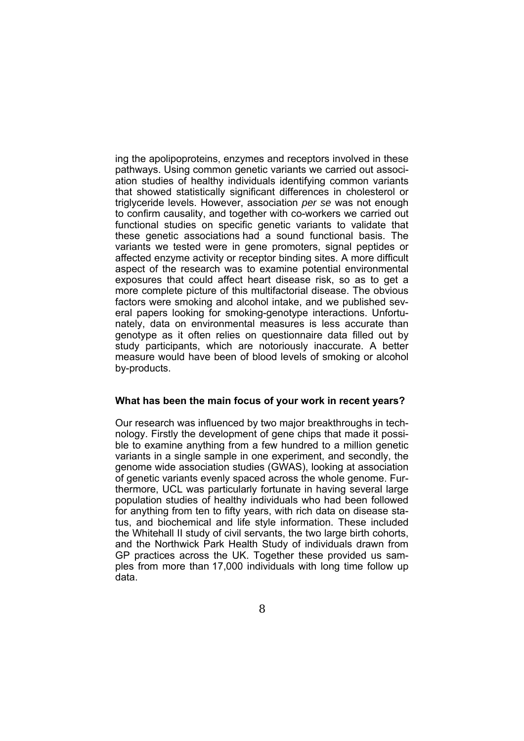ing the apolipoproteins, enzymes and receptors involved in these pathways. Using common genetic variants we carried out association studies of healthy individuals identifying common variants that showed statistically significant differences in cholesterol or triglyceride levels. However, association *per se* was not enough to confirm causality, and together with co-workers we carried out functional studies on specific genetic variants to validate that these genetic associations had a sound functional basis. The variants we tested were in gene promoters, signal peptides or affected enzyme activity or receptor binding sites. A more difficult aspect of the research was to examine potential environmental exposures that could affect heart disease risk, so as to get a more complete picture of this multifactorial disease. The obvious factors were smoking and alcohol intake, and we published several papers looking for smoking-genotype interactions. Unfortunately, data on environmental measures is less accurate than genotype as it often relies on questionnaire data filled out by study participants, which are notoriously inaccurate. A better measure would have been of blood levels of smoking or alcohol by-products.

**What has been the main focus of your work in recent years?**

Our research was influenced by two major breakthroughs in technology. Firstly the development of gene chips that made it possible to examine anything from a few hundred to a million genetic variants in a single sample in one experiment, and secondly, the genome wide association studies (GWAS), looking at association of genetic variants evenly spaced across the whole genome. Furthermore, UCL was particularly fortunate in having several large population studies of healthy individuals who had been followed for anything from ten to fifty years, with rich data on disease status, and biochemical and life style information. These included the Whitehall II study of civil servants, the two large birth cohorts, and the Northwick Park Health Study of individuals drawn from GP practices across the UK. Together these provided us samples from more than 17,000 individuals with long time follow up data.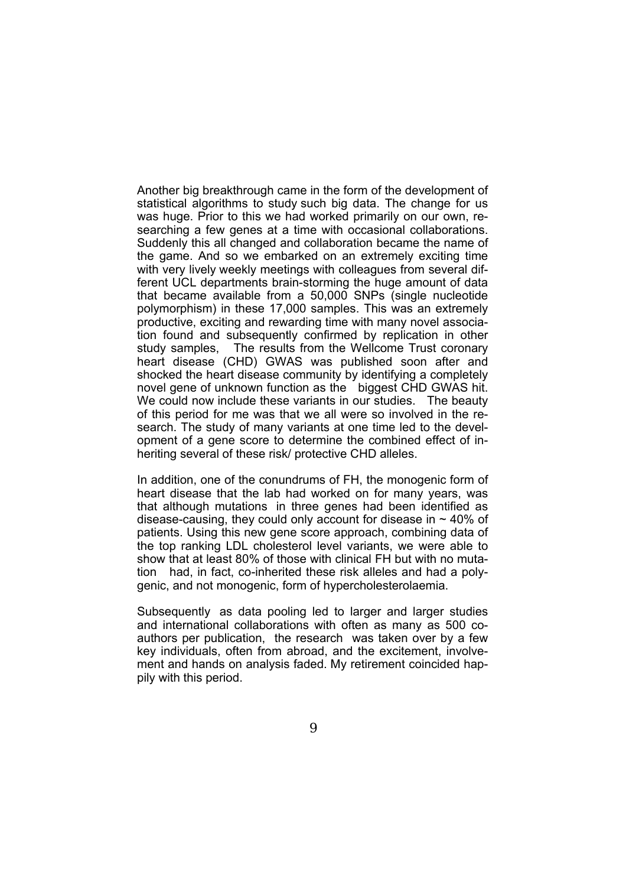Another big breakthrough came in the form of the development of statistical algorithms to study such big data. The change for us was huge. Prior to this we had worked primarily on our own, researching a few genes at a time with occasional collaborations. Suddenly this all changed and collaboration became the name of the game. And so we embarked on an extremely exciting time with very lively weekly meetings with colleagues from several different UCL departments brain-storming the huge amount of data that became available from a 50,000 SNPs (single nucleotide polymorphism) in these 17,000 samples. This was an extremely productive, exciting and rewarding time with many novel association found and subsequently confirmed by replication in other study samples, The results from the Wellcome Trust coronary heart disease (CHD) GWAS was published soon after and shocked the heart disease community by identifying a completely novel gene of unknown function as the biggest CHD GWAS hit. We could now include these variants in our studies. The beauty of this period for me was that we all were so involved in the research. The study of many variants at one time led to the development of a gene score to determine the combined effect of inheriting several of these risk/ protective CHD alleles.

In addition, one of the conundrums of FH, the monogenic form of heart disease that the lab had worked on for many years, was that although mutations in three genes had been identified as disease-causing, they could only account for disease in ~ 40% of patients. Using this new gene score approach, combining data of the top ranking LDL cholesterol level variants, we were able to show that at least 80% of those with clinical FH but with no mutation had, in fact, co-inherited these risk alleles and had a polygenic, and not monogenic, form of hypercholesterolaemia.

Subsequently as data pooling led to larger and larger studies and international collaborations with often as many as 500 co-authors per publication, the research was taken over by a few key individuals, often from abroad, and the excitement, involvement and hands on analysis faded. My retirement coincided happily with this period.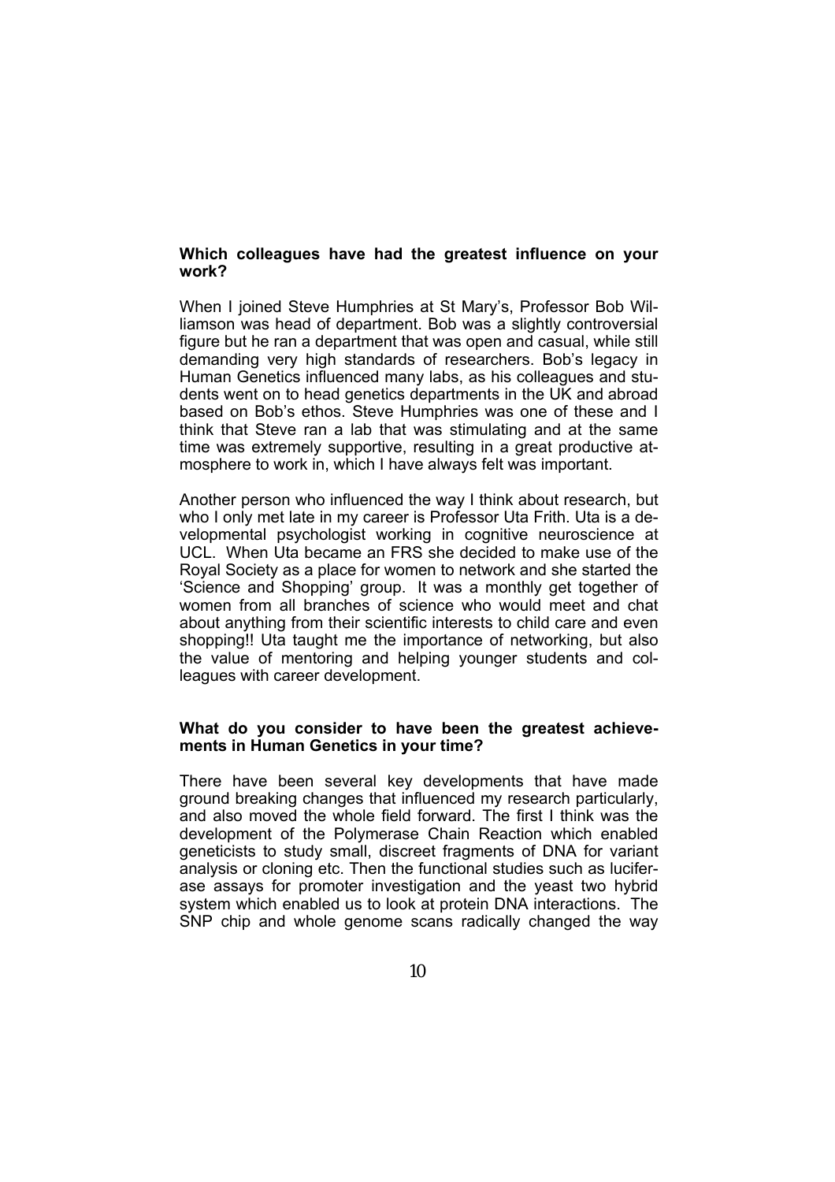**Which colleagues have had the greatest influence on your work?**

When I joined Steve Humphries at St Mary's, Professor Bob Williamson was head of department. Bob was a slightly controversial figure but he ran a department that was open and casual, while still demanding very high standards of researchers. Bob's legacy in Human Genetics influenced many labs, as his colleagues and students went on to head genetics departments in the UK and abroad based on Bob's ethos. Steve Humphries was one of these and I think that Steve ran a lab that was stimulating and at the same time was extremely supportive, resulting in a great productive atmosphere to work in, which I have always felt was important.

Another person who influenced the way I think about research, but who I only met late in my career is Professor Uta Frith. Uta is a developmental psychologist working in cognitive neuroscience at UCL. When Uta became an FRS she decided to make use of the Royal Society as a place for women to network and she started the 'Science and Shopping' group. It was a monthly get together of women from all branches of science who would meet and chat about anything from their scientific interests to child care and even shopping!! Uta taught me the importance of networking, but also the value of mentoring and helping younger students and colleagues with career development.

**What do you consider to have been the greatest achievements in Human Genetics in your time?**

There have been several key developments that have made ground breaking changes that influenced my research particularly, and also moved the whole field forward. The first I think was the development of the Polymerase Chain Reaction which enabled geneticists to study small, discreet fragments of DNA for variant analysis or cloning etc. Then the functional studies such as luciferase assays for promoter investigation and the yeast two hybrid system which enabled us to look at protein DNA interactions. The SNP chip and whole genome scans radically changed the way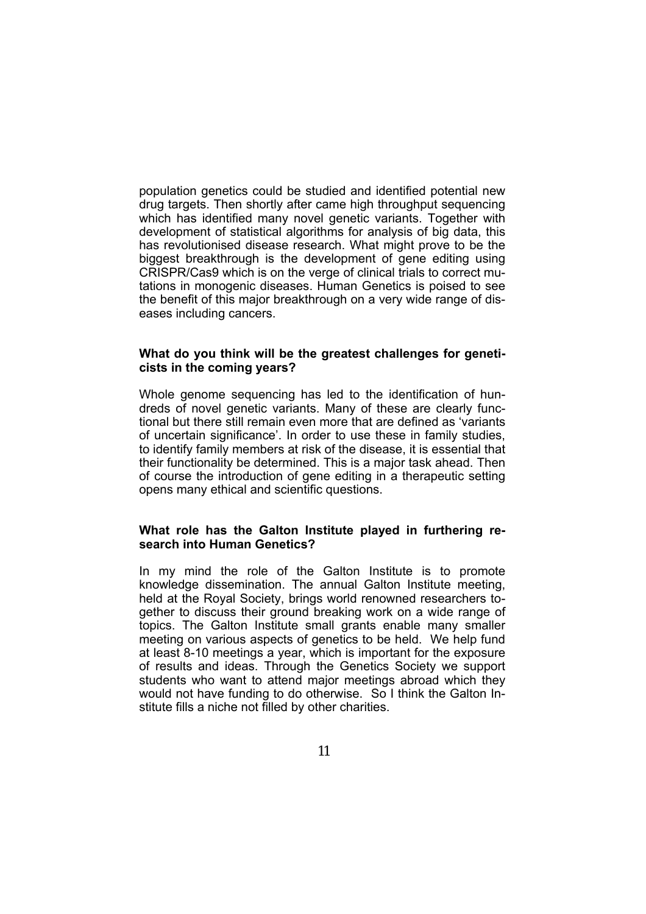population genetics could be studied and identified potential new drug targets. Then shortly after came high throughput sequencing which has identified many novel genetic variants. Together with development of statistical algorithms for analysis of big data, this has revolutionised disease research. What might prove to be the biggest breakthrough is the development of gene editing using CRISPR/Cas9 which is on the verge of clinical trials to correct mutations in monogenic diseases. Human Genetics is poised to see the benefit of this major breakthrough on a very wide range of diseases including cancers.

**What do you think will be the greatest challenges for geneticists in the coming years?**

Whole genome sequencing has led to the identification of hundreds of novel genetic variants. Many of these are clearly functional but there still remain even more that are defined as 'variants of uncertain significance'. In order to use these in family studies, to identify family members at risk of the disease, it is essential that their functionality be determined. This is a major task ahead. Then of course the introduction of gene editing in a therapeutic setting opens many ethical and scientific questions.

**What role has the Galton Institute played in furthering research into Human Genetics?**

In my mind the role of the Galton Institute is to promote knowledge dissemination. The annual Galton Institute meeting, held at the Royal Society, brings world renowned researchers together to discuss their ground breaking work on a wide range of topics. The Galton Institute small grants enable many smaller meeting on various aspects of genetics to be held. We help fund at least 8-10 meetings a year, which is important for the exposure of results and ideas. Through the Genetics Society we support students who want to attend major meetings abroad which they would not have funding to do otherwise. So I think the Galton Institute fills a niche not filled by other charities.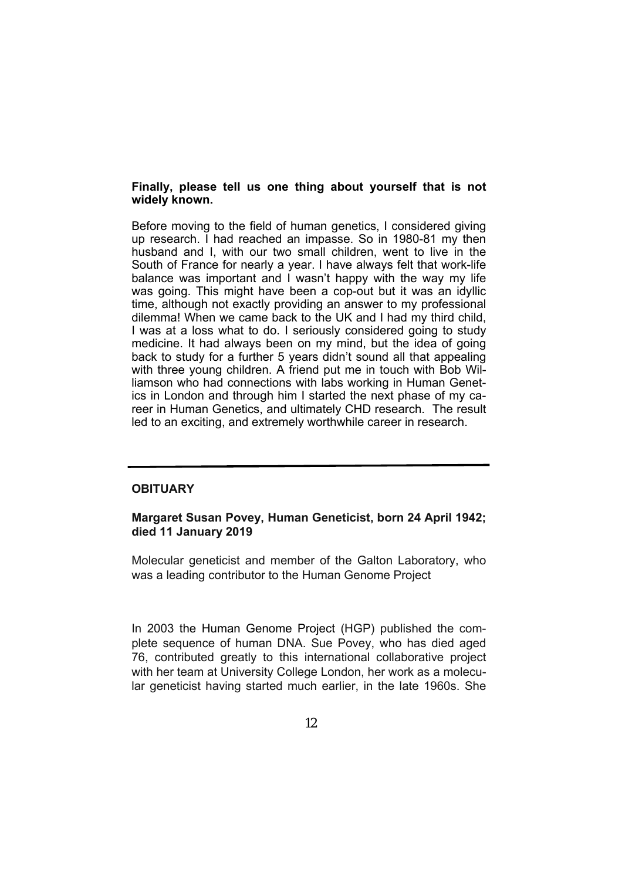**Finally, please tell us one thing about yourself that is not widely known.**

Before moving to the field of human genetics, I considered giving up research. I had reached an impasse. So in 1980-81 my then husband and I, with our two small children, went to live in the South of France for nearly a year. I have always felt that work-life balance was important and I wasn't happy with the way my life was going. This might have been a cop-out but it was an idyllic time, although not exactly providing an answer to my professional dilemma! When we came back to the UK and I had my third child, I was at a loss what to do. I seriously considered going to study medicine. It had always been on my mind, but the idea of going back to study for a further 5 years didn't sound all that appealing with three young children. A friend put me in touch with Bob Williamson who had connections with labs working in Human Genetics in London and through him I started the next phase of my career in Human Genetics, and ultimately CHD research. The result led to an exciting, and extremely worthwhile career in research.

---

## OBITUARY

### Margaret Susan Povey, Human Geneticist, born 24 April 1942; died 11 January 2019

Molecular geneticist and member of the Galton Laboratory, who was a leading contributor to the Human Genome Project

In 2003 the Human Genome Project (HGP) published the complete sequence of human DNA. Sue Povey, who has died aged 76, contributed greatly to this international collaborative project with her team at University College London, her work as a molecular geneticist having started much earlier, in the late 1960s. She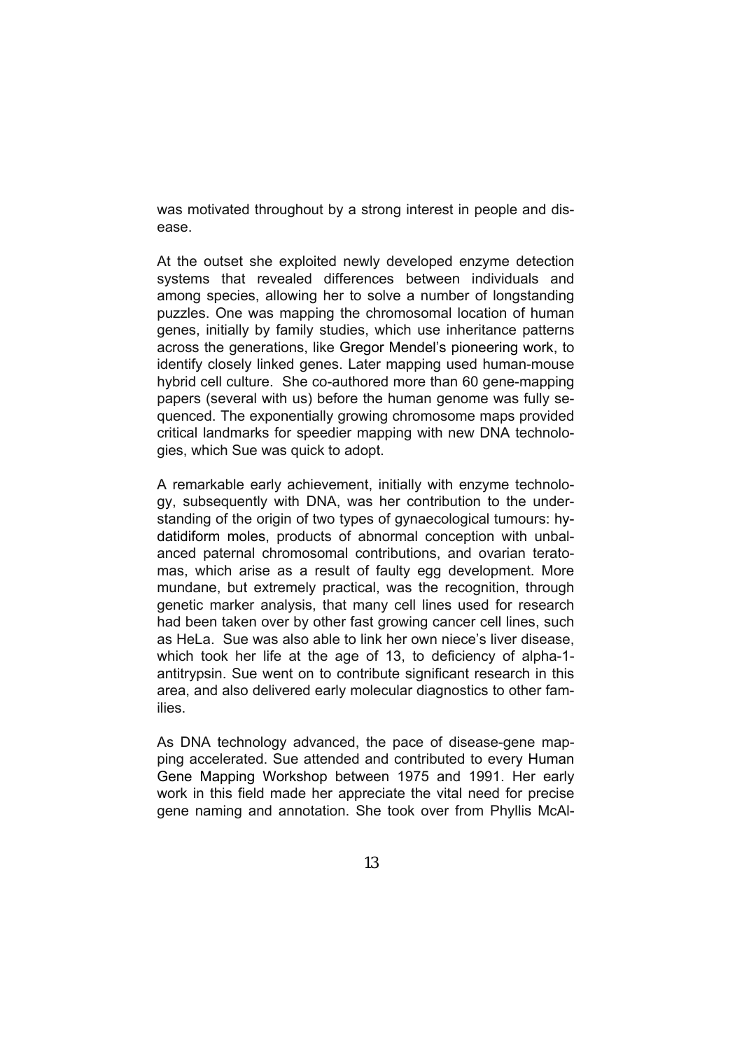was motivated throughout by a strong interest in people and disease.

At the outset she exploited newly developed enzyme detection systems that revealed differences between individuals and among species, allowing her to solve a number of longstanding puzzles. One was mapping the chromosomal location of human genes, initially by family studies, which use inheritance patterns across the generations, like Gregor Mendel's pioneering work, to identify closely linked genes. Later mapping used human-mouse hybrid cell culture. She co-authored more than 60 gene-mapping papers (several with us) before the human genome was fully sequenced. The exponentially growing chromosome maps provided critical landmarks for speedier mapping with new DNA technologies, which Sue was quick to adopt.

A remarkable early achievement, initially with enzyme technology, subsequently with DNA, was her contribution to the understanding of the origin of two types of gynaecological tumours: hydatidiform moles, products of abnormal conception with unbalanced paternal chromosomal contributions, and ovarian teratomas, which arise as a result of faulty egg development. More mundane, but extremely practical, was the recognition, through genetic marker analysis, that many cell lines used for research had been taken over by other fast growing cancer cell lines, such as HeLa. Sue was also able to link her own niece's liver disease, which took her life at the age of 13, to deficiency of alpha-1-antitrypsin. Sue went on to contribute significant research in this area, and also delivered early molecular diagnostics to other families.

As DNA technology advanced, the pace of disease-gene mapping accelerated. Sue attended and contributed to every Human Gene Mapping Workshop between 1975 and 1991. Her early work in this field made her appreciate the vital need for precise gene naming and annotation. She took over from Phyllis McAl-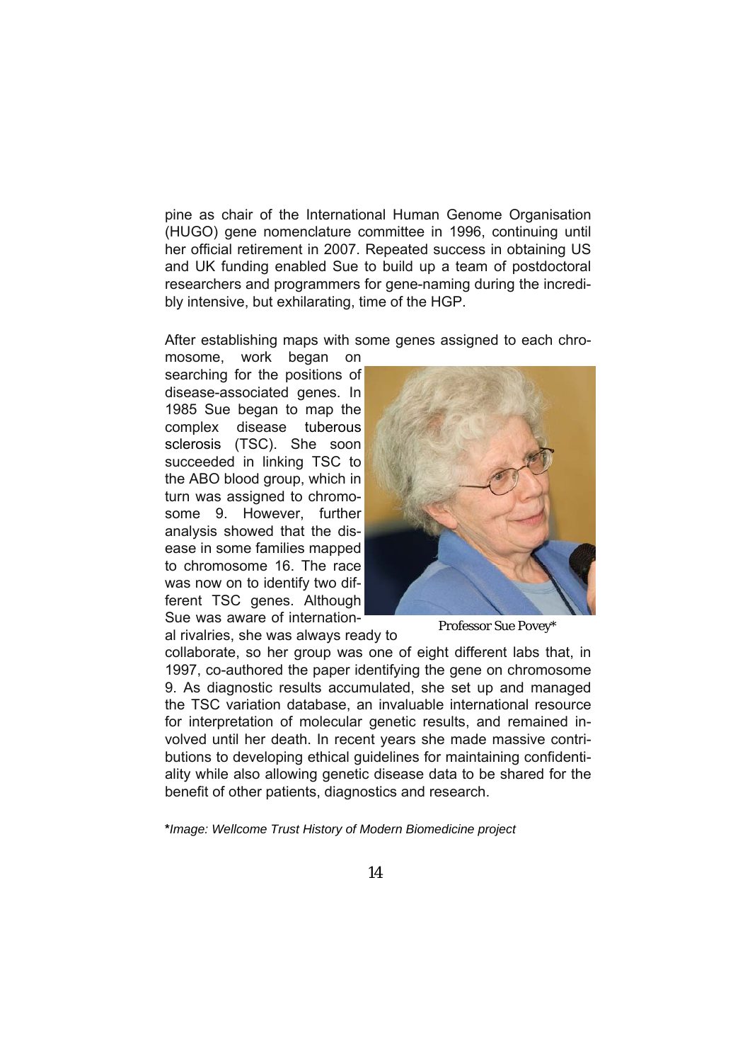pine as chair of the International Human Genome Organisation (HUGO) gene nomenclature committee in 1996, continuing until her official retirement in 2007. Repeated success in obtaining US and UK funding enabled Sue to build up a team of postdoctoral researchers and programmers for gene-naming during the incredibly intensive, but exhilarating, time of the HGP.

After establishing maps with some genes assigned to each chromosome, work began on searching for the positions of disease-associated genes. In 1985 Sue began to map the complex disease tuberous sclerosis (TSC). She soon succeeded in linking TSC to the ABO blood group, which in turn was assigned to chromosome 9. However, further analysis showed that the disease in some families mapped to chromosome 16. The race was now on to identify two different TSC genes. Although Sue was aware of international rivalries, she was always ready to collaborate, so her group was one of eight different labs that, in 1997, co-authored the paper identifying the gene on chromosome 9. As diagnostic results accumulated, she set up and managed the TSC variation database, an invaluable international resource for interpretation of molecular genetic results, and remained involved until her death. In recent years she made massive contributions to developing ethical guidelines for maintaining confidentiality while also allowing genetic disease data to be shared for the benefit of other patients, diagnostics and research.

Professor Sue Povey*

***Image: Wellcome Trust History of Modern Biomedicine project***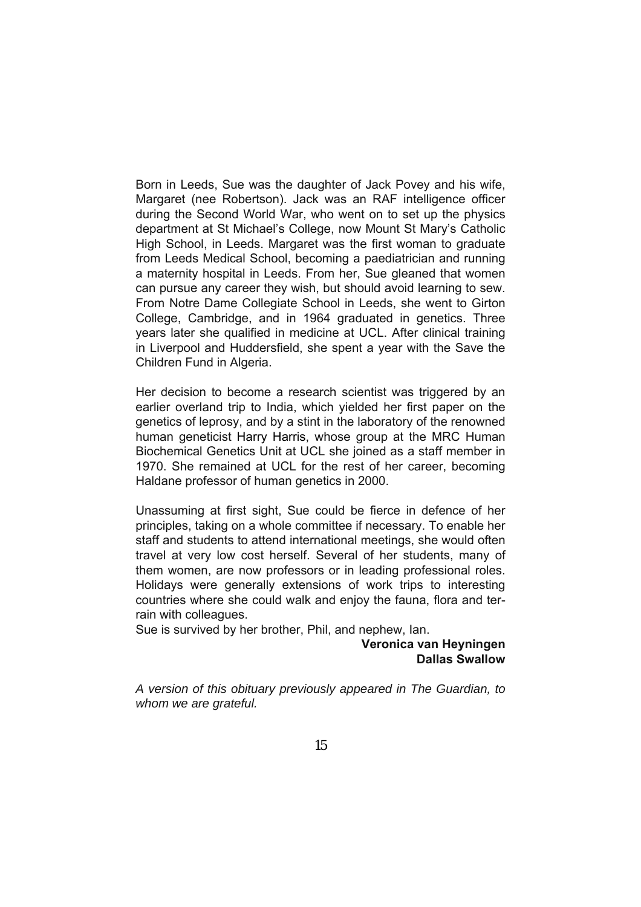Born in Leeds, Sue was the daughter of Jack Povey and his wife, Margaret (nee Robertson). Jack was an RAF intelligence officer during the Second World War, who went on to set up the physics department at St Michael's College, now Mount St Mary's Catholic High School, in Leeds. Margaret was the first woman to graduate from Leeds Medical School, becoming a paediatrician and running a maternity hospital in Leeds. From her, Sue gleaned that women can pursue any career they wish, but should avoid learning to sew. From Notre Dame Collegiate School in Leeds, she went to Girton College, Cambridge, and in 1964 graduated in genetics. Three years later she qualified in medicine at UCL. After clinical training in Liverpool and Huddersfield, she spent a year with the Save the Children Fund in Algeria.

Her decision to become a research scientist was triggered by an earlier overland trip to India, which yielded her first paper on the genetics of leprosy, and by a stint in the laboratory of the renowned human geneticist Harry Harris, whose group at the MRC Human Biochemical Genetics Unit at UCL she joined as a staff member in 1970. She remained at UCL for the rest of her career, becoming Haldane professor of human genetics in 2000.

Unassuming at first sight, Sue could be fierce in defence of her principles, taking on a whole committee if necessary. To enable her staff and students to attend international meetings, she would often travel at very low cost herself. Several of her students, many of them women, are now professors or in leading professional roles. Holidays were generally extensions of work trips to interesting countries where she could walk and enjoy the fauna, flora and terrain with colleagues.

Sue is survived by her brother, Phil, and nephew, Ian.

**Veronica van Heyningen**
**Dallas Swallow**

*A version of this obituary previously appeared in The Guardian, to whom we are grateful.*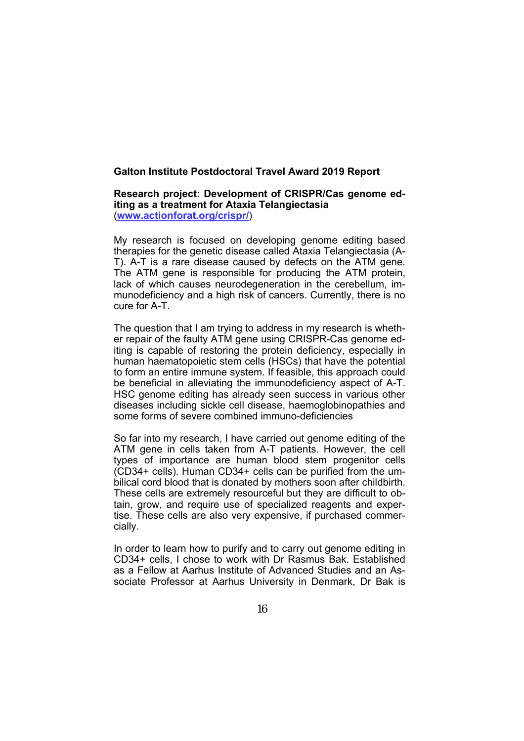**Galton Institute Postdoctoral Travel Award 2019 Report**

**Research project: Development of CRISPR/Cas genome editing as a treatment for Ataxia Telangiectasia**
(**www.actionforat.org/crispr/**)

My research is focused on developing genome editing based therapies for the genetic disease called Ataxia Telangiectasia (A-T). A-T is a rare disease caused by defects on the ATM gene. The ATM gene is responsible for producing the ATM protein, lack of which causes neurodegeneration in the cerebellum, immunodeficiency and a high risk of cancers. Currently, there is no cure for A-T.

The question that I am trying to address in my research is whether repair of the faulty ATM gene using CRISPR-Cas genome editing is capable of restoring the protein deficiency, especially in human haematopoietic stem cells (HSCs) that have the potential to form an entire immune system. If feasible, this approach could be beneficial in alleviating the immunodeficiency aspect of A-T. HSC genome editing has already seen success in various other diseases including sickle cell disease, haemoglobinopathies and some forms of severe combined immuno-deficiencies

So far into my research, I have carried out genome editing of the ATM gene in cells taken from A-T patients. However, the cell types of importance are human blood stem progenitor cells (CD34+ cells). Human CD34+ cells can be purified from the umbilical cord blood that is donated by mothers soon after childbirth. These cells are extremely resourceful but they are difficult to obtain, grow, and require use of specialized reagents and expertise. These cells are also very expensive, if purchased commercially.

In order to learn how to purify and to carry out genome editing in CD34+ cells, I chose to work with Dr Rasmus Bak. Established as a Fellow at Aarhus Institute of Advanced Studies and an Associate Professor at Aarhus University in Denmark, Dr Bak is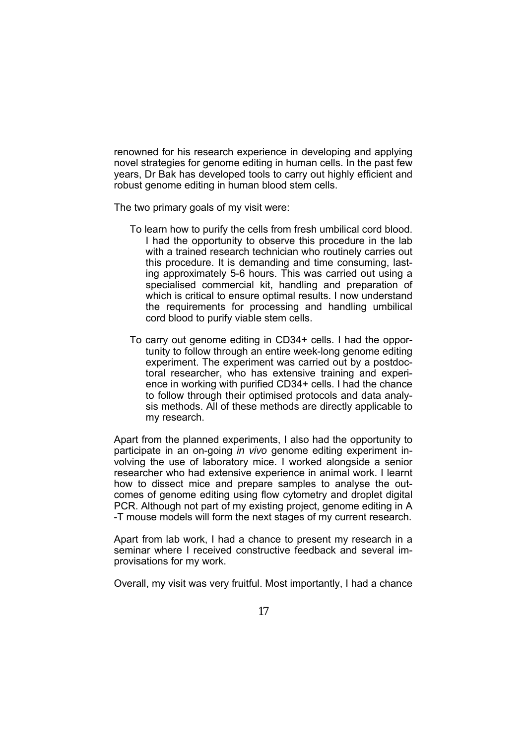renowned for his research experience in developing and applying novel strategies for genome editing in human cells. In the past few years, Dr Bak has developed tools to carry out highly efficient and robust genome editing in human blood stem cells.

The two primary goals of my visit were:

- To learn how to purify the cells from fresh umbilical cord blood. I had the opportunity to observe this procedure in the lab with a trained research technician who routinely carries out this procedure. It is demanding and time consuming, lasting approximately 5-6 hours. This was carried out using a specialised commercial kit, handling and preparation of which is critical to ensure optimal results. I now understand the requirements for processing and handling umbilical cord blood to purify viable stem cells.

- To carry out genome editing in CD34+ cells. I had the opportunity to follow through an entire week-long genome editing experiment. The experiment was carried out by a postdoctoral researcher, who has extensive training and experience in working with purified CD34+ cells. I had the chance to follow through their optimised protocols and data analysis methods. All of these methods are directly applicable to my research.

Apart from the planned experiments, I also had the opportunity to participate in an on-going *in vivo* genome editing experiment involving the use of laboratory mice. I worked alongside a senior researcher who had extensive experience in animal work. I learnt how to dissect mice and prepare samples to analyse the outcomes of genome editing using flow cytometry and droplet digital PCR. Although not part of my existing project, genome editing in A-T mouse models will form the next stages of my current research.

Apart from lab work, I had a chance to present my research in a seminar where I received constructive feedback and several improvisations for my work.

Overall, my visit was very fruitful. Most importantly, I had a chance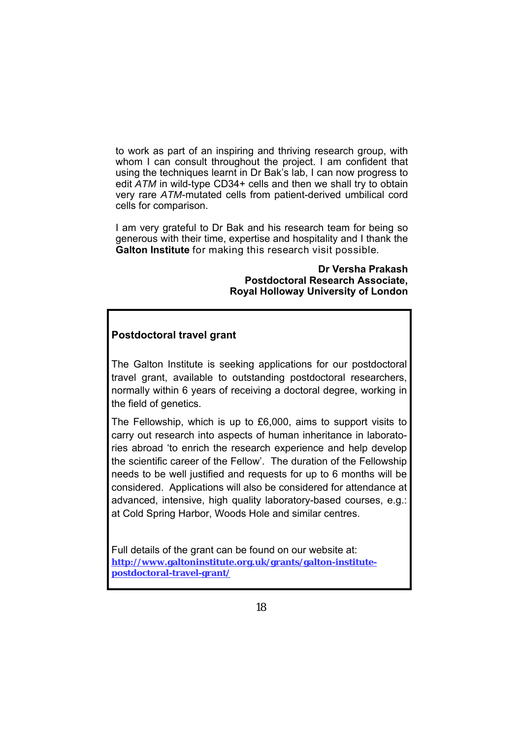to work as part of an inspiring and thriving research group, with whom I can consult throughout the project. I am confident that using the techniques learnt in Dr Bak's lab, I can now progress to edit *ATM* in wild-type CD34+ cells and then we shall try to obtain very rare *ATM*-mutated cells from patient-derived umbilical cord cells for comparison.

I am very grateful to Dr Bak and his research team for being so generous with their time, expertise and hospitality and I thank the **Galton Institute** for making this research visit possible.

**Dr Versha Prakash**
**Postdoctoral Research Associate,**
**Royal Holloway University of London**

---

**Postdoctoral travel grant**

The Galton Institute is seeking applications for our postdoctoral travel grant, available to outstanding postdoctoral researchers, normally within 6 years of receiving a doctoral degree, working in the field of genetics.

The Fellowship, which is up to £6,000, aims to support visits to carry out research into aspects of human inheritance in laboratories abroad 'to enrich the research experience and help develop the scientific career of the Fellow'. The duration of the Fellowship needs to be well justified and requests for up to 6 months will be considered. Applications will also be considered for attendance at advanced, intensive, high quality laboratory-based courses, e.g.: at Cold Spring Harbor, Woods Hole and similar centres.

Full details of the grant can be found on our website at:
[http://www.galtoninstitute.org.uk/grants/galton-institute-postdoctoral-travel-grant/](http://www.galtoninstitute.org.uk/grants/galton-institute-postdoctoral-travel-grant/)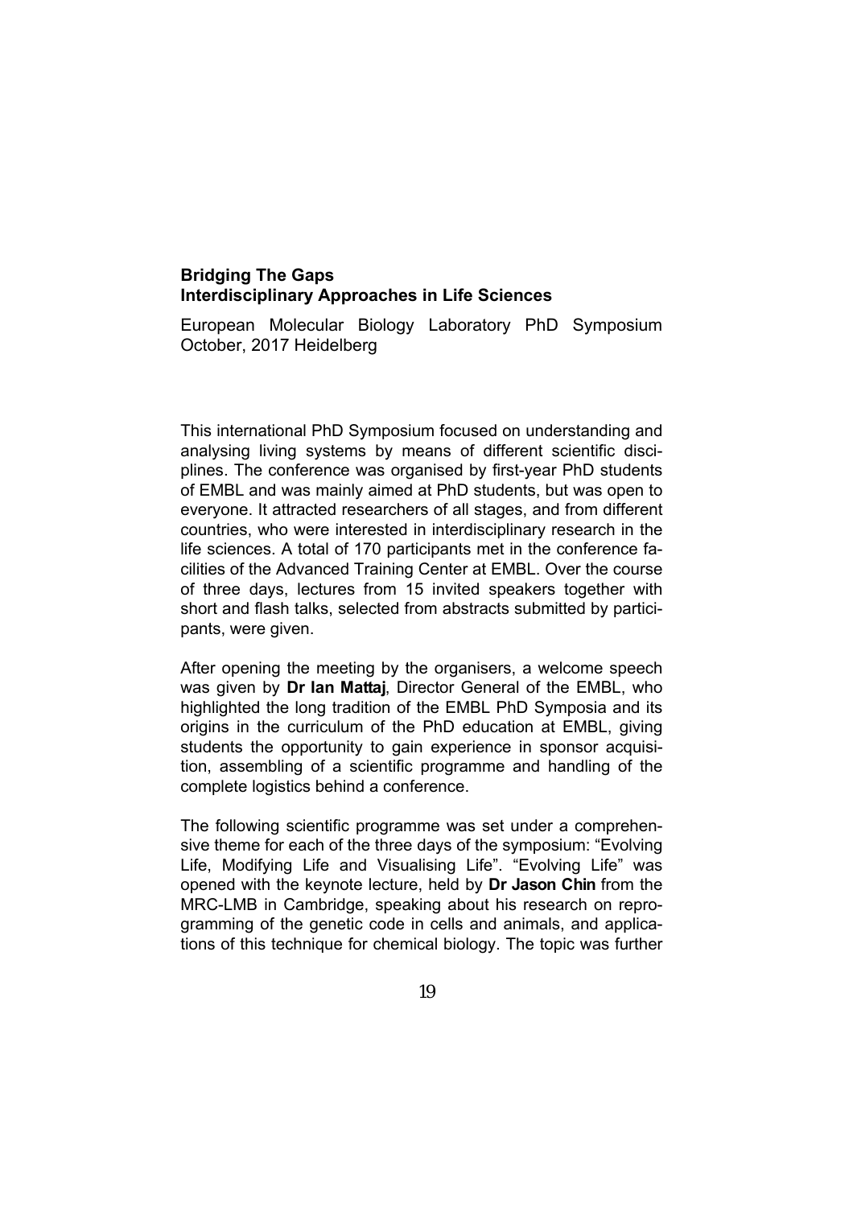## Bridging The Gaps
## Interdisciplinary Approaches in Life Sciences

European Molecular Biology Laboratory PhD Symposium October, 2017 Heidelberg

This international PhD Symposium focused on understanding and analysing living systems by means of different scientific disciplines. The conference was organised by first-year PhD students of EMBL and was mainly aimed at PhD students, but was open to everyone. It attracted researchers of all stages, and from different countries, who were interested in interdisciplinary research in the life sciences. A total of 170 participants met in the conference facilities of the Advanced Training Center at EMBL. Over the course of three days, lectures from 15 invited speakers together with short and flash talks, selected from abstracts submitted by participants, were given.

After opening the meeting by the organisers, a welcome speech was given by **Dr Ian Mattaj**, Director General of the EMBL, who highlighted the long tradition of the EMBL PhD Symposia and its origins in the curriculum of the PhD education at EMBL, giving students the opportunity to gain experience in sponsor acquisition, assembling of a scientific programme and handling of the complete logistics behind a conference.

The following scientific programme was set under a comprehensive theme for each of the three days of the symposium: "Evolving Life, Modifying Life and Visualising Life". "Evolving Life" was opened with the keynote lecture, held by **Dr Jason Chin** from the MRC-LMB in Cambridge, speaking about his research on reprogramming of the genetic code in cells and animals, and applications of this technique for chemical biology. The topic was further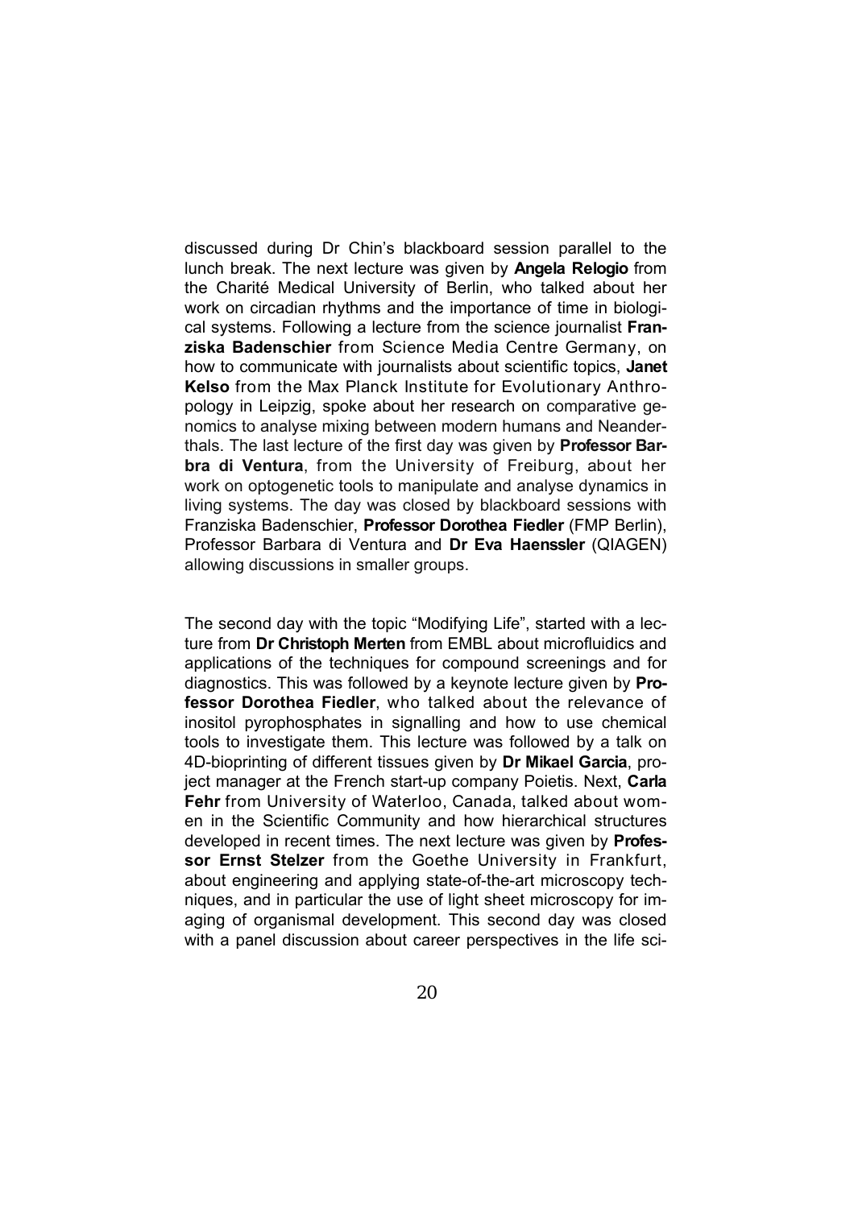discussed during Dr Chin's blackboard session parallel to the lunch break. The next lecture was given by **Angela Relogio** from the Charité Medical University of Berlin, who talked about her work on circadian rhythms and the importance of time in biological systems. Following a lecture from the science journalist **Franziska Badenschier** from Science Media Centre Germany, on how to communicate with journalists about scientific topics, **Janet Kelso** from the Max Planck Institute for Evolutionary Anthropology in Leipzig, spoke about her research on comparative genomics to analyse mixing between modern humans and Neanderthals. The last lecture of the first day was given by **Professor Barbra di Ventura**, from the University of Freiburg, about her work on optogenetic tools to manipulate and analyse dynamics in living systems. The day was closed by blackboard sessions with Franziska Badenschier, **Professor Dorothea Fiedler** (FMP Berlin), Professor Barbara di Ventura and **Dr Eva Haenssler** (QIAGEN) allowing discussions in smaller groups.

The second day with the topic "Modifying Life", started with a lecture from **Dr Christoph Merten** from EMBL about microfluidics and applications of the techniques for compound screenings and for diagnostics. This was followed by a keynote lecture given by **Professor Dorothea Fiedler**, who talked about the relevance of inositol pyrophosphates in signalling and how to use chemical tools to investigate them. This lecture was followed by a talk on 4D-bioprinting of different tissues given by **Dr Mikael Garcia**, project manager at the French start-up company Poietis. Next, **Carla Fehr** from University of Waterloo, Canada, talked about women in the Scientific Community and how hierarchical structures developed in recent times. The next lecture was given by **Professor Ernst Stelzer** from the Goethe University in Frankfurt, about engineering and applying state-of-the-art microscopy techniques, and in particular the use of light sheet microscopy for imaging of organismal development. This second day was closed with a panel discussion about career perspectives in the life sci-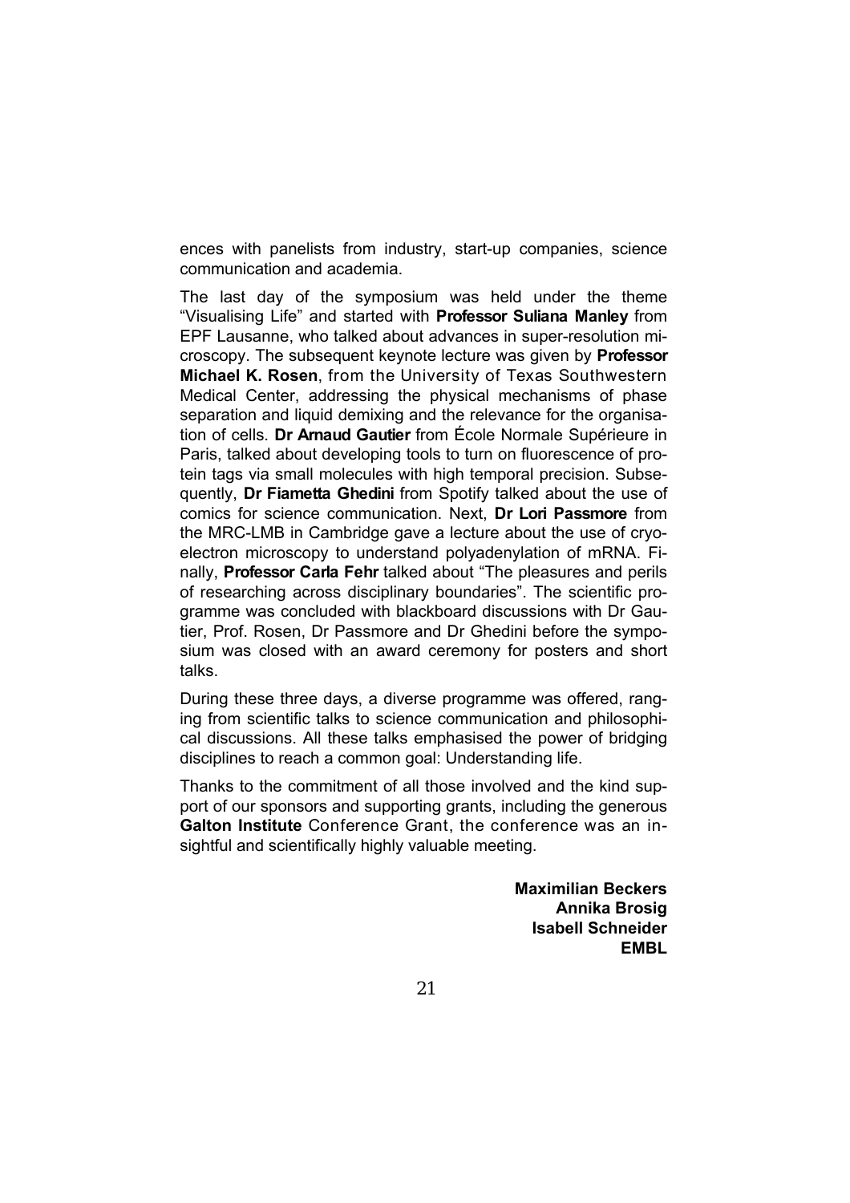ences with panelists from industry, start-up companies, science communication and academia.

The last day of the symposium was held under the theme "Visualising Life" and started with **Professor Suliana Manley** from EPF Lausanne, who talked about advances in super-resolution microscopy. The subsequent keynote lecture was given by **Professor Michael K. Rosen**, from the University of Texas Southwestern Medical Center, addressing the physical mechanisms of phase separation and liquid demixing and the relevance for the organisation of cells. **Dr Arnaud Gautier** from École Normale Supérieure in Paris, talked about developing tools to turn on fluorescence of protein tags via small molecules with high temporal precision. Subsequently, **Dr Fiametta Ghedini** from Spotify talked about the use of comics for science communication. Next, **Dr Lori Passmore** from the MRC-LMB in Cambridge gave a lecture about the use of cryo-electron microscopy to understand polyadenylation of mRNA. Finally, **Professor Carla Fehr** talked about "The pleasures and perils of researching across disciplinary boundaries". The scientific programme was concluded with blackboard discussions with Dr Gautier, Prof. Rosen, Dr Passmore and Dr Ghedini before the symposium was closed with an award ceremony for posters and short talks.

During these three days, a diverse programme was offered, ranging from scientific talks to science communication and philosophical discussions. All these talks emphasised the power of bridging disciplines to reach a common goal: Understanding life.

Thanks to the commitment of all those involved and the kind support of our sponsors and supporting grants, including the generous **Galton Institute** Conference Grant, the conference was an insightful and scientifically highly valuable meeting.

**Maximilian Beckers**
**Annika Brosig**
**Isabell Schneider**
**EMBL**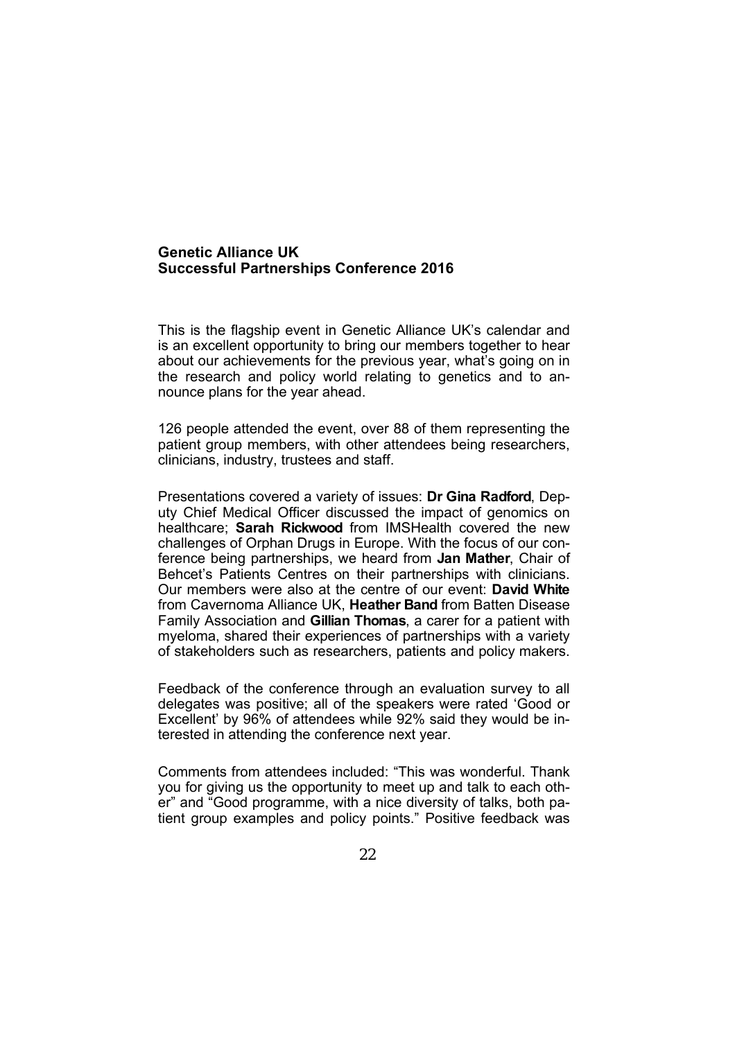**Genetic Alliance UK**
**Successful Partnerships Conference 2016**

This is the flagship event in Genetic Alliance UK's calendar and is an excellent opportunity to bring our members together to hear about our achievements for the previous year, what's going on in the research and policy world relating to genetics and to announce plans for the year ahead.

126 people attended the event, over 88 of them representing the patient group members, with other attendees being researchers, clinicians, industry, trustees and staff.

Presentations covered a variety of issues: **Dr Gina Radford**, Deputy Chief Medical Officer discussed the impact of genomics on healthcare; **Sarah Rickwood** from IMSHealth covered the new challenges of Orphan Drugs in Europe. With the focus of our conference being partnerships, we heard from **Jan Mather**, Chair of Behcet's Patients Centres on their partnerships with clinicians. Our members were also at the centre of our event: **David White** from Cavernoma Alliance UK, **Heather Band** from Batten Disease Family Association and **Gillian Thomas**, a carer for a patient with myeloma, shared their experiences of partnerships with a variety of stakeholders such as researchers, patients and policy makers.

Feedback of the conference through an evaluation survey to all delegates was positive; all of the speakers were rated 'Good or Excellent' by 96% of attendees while 92% said they would be interested in attending the conference next year.

Comments from attendees included: "This was wonderful. Thank you for giving us the opportunity to meet up and talk to each other" and "Good programme, with a nice diversity of talks, both patient group examples and policy points." Positive feedback was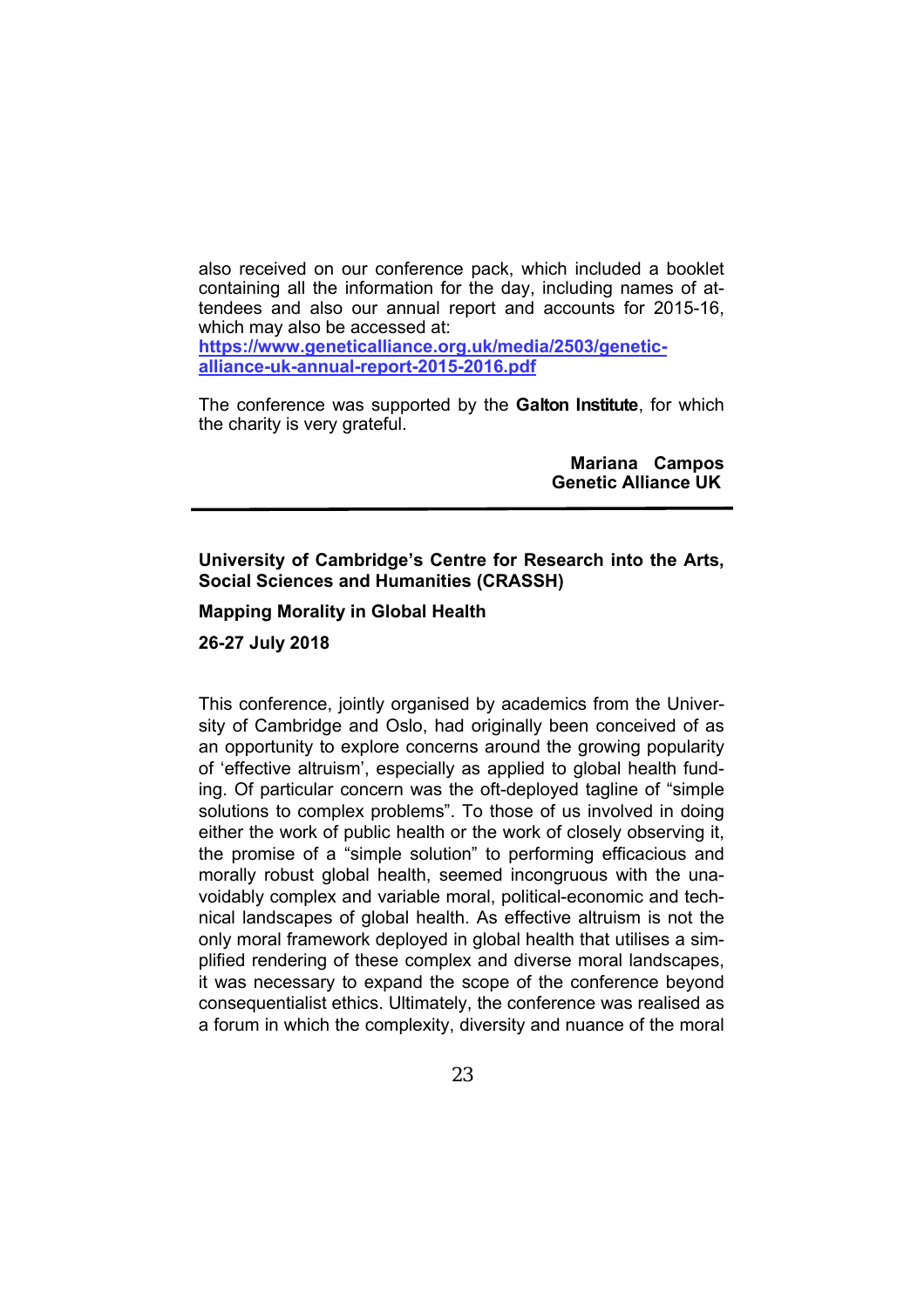also received on our conference pack, which included a booklet containing all the information for the day, including names of attendees and also our annual report and accounts for 2015-16, which may also be accessed at: [https://www.geneticalliance.org.uk/media/2503/genetic-alliance-uk-annual-report-2015-2016.pdf](https://www.geneticalliance.org.uk/media/2503/genetic-alliance-uk-annual-report-2015-2016.pdf)

The conference was supported by the **Galton Institute**, for which the charity is very grateful.

**Mariana Campos**
**Genetic Alliance UK**

---

**University of Cambridge's Centre for Research into the Arts, Social Sciences and Humanities (CRASSH)**

**Mapping Morality in Global Health**

**26-27 July 2018**

This conference, jointly organised by academics from the University of Cambridge and Oslo, had originally been conceived of as an opportunity to explore concerns around the growing popularity of 'effective altruism', especially as applied to global health funding. Of particular concern was the oft-deployed tagline of "simple solutions to complex problems". To those of us involved in doing either the work of public health or the work of closely observing it, the promise of a "simple solution" to performing efficacious and morally robust global health, seemed incongruous with the unavoidably complex and variable moral, political-economic and technical landscapes of global health. As effective altruism is not the only moral framework deployed in global health that utilises a simplified rendering of these complex and diverse moral landscapes, it was necessary to expand the scope of the conference beyond consequentialist ethics. Ultimately, the conference was realised as a forum in which the complexity, diversity and nuance of the moral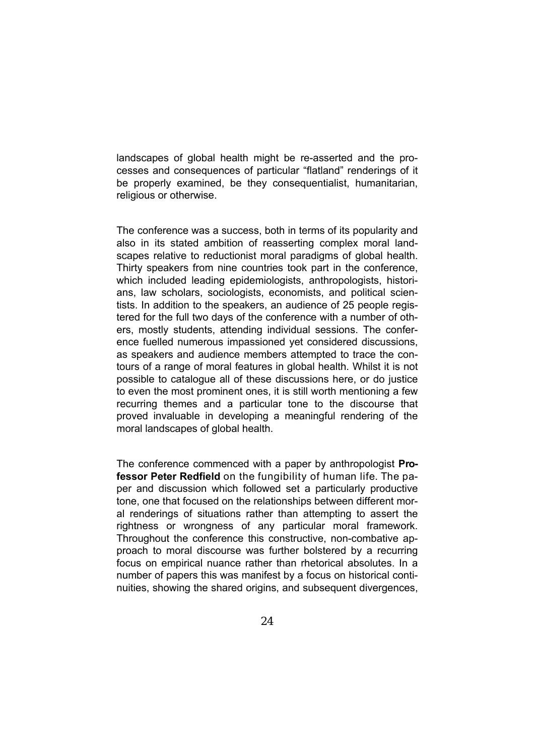landscapes of global health might be re-asserted and the processes and consequences of particular "flatland" renderings of it be properly examined, be they consequentialist, humanitarian, religious or otherwise.

The conference was a success, both in terms of its popularity and also in its stated ambition of reasserting complex moral landscapes relative to reductionist moral paradigms of global health. Thirty speakers from nine countries took part in the conference, which included leading epidemiologists, anthropologists, historians, law scholars, sociologists, economists, and political scientists. In addition to the speakers, an audience of 25 people registered for the full two days of the conference with a number of others, mostly students, attending individual sessions. The conference fuelled numerous impassioned yet considered discussions, as speakers and audience members attempted to trace the contours of a range of moral features in global health. Whilst it is not possible to catalogue all of these discussions here, or do justice to even the most prominent ones, it is still worth mentioning a few recurring themes and a particular tone to the discourse that proved invaluable in developing a meaningful rendering of the moral landscapes of global health.

The conference commenced with a paper by anthropologist **Professor Peter Redfield** on the fungibility of human life. The paper and discussion which followed set a particularly productive tone, one that focused on the relationships between different moral renderings of situations rather than attempting to assert the rightness or wrongness of any particular moral framework. Throughout the conference this constructive, non-combative approach to moral discourse was further bolstered by a recurring focus on empirical nuance rather than rhetorical absolutes. In a number of papers this was manifest by a focus on historical continuities, showing the shared origins, and subsequent divergences,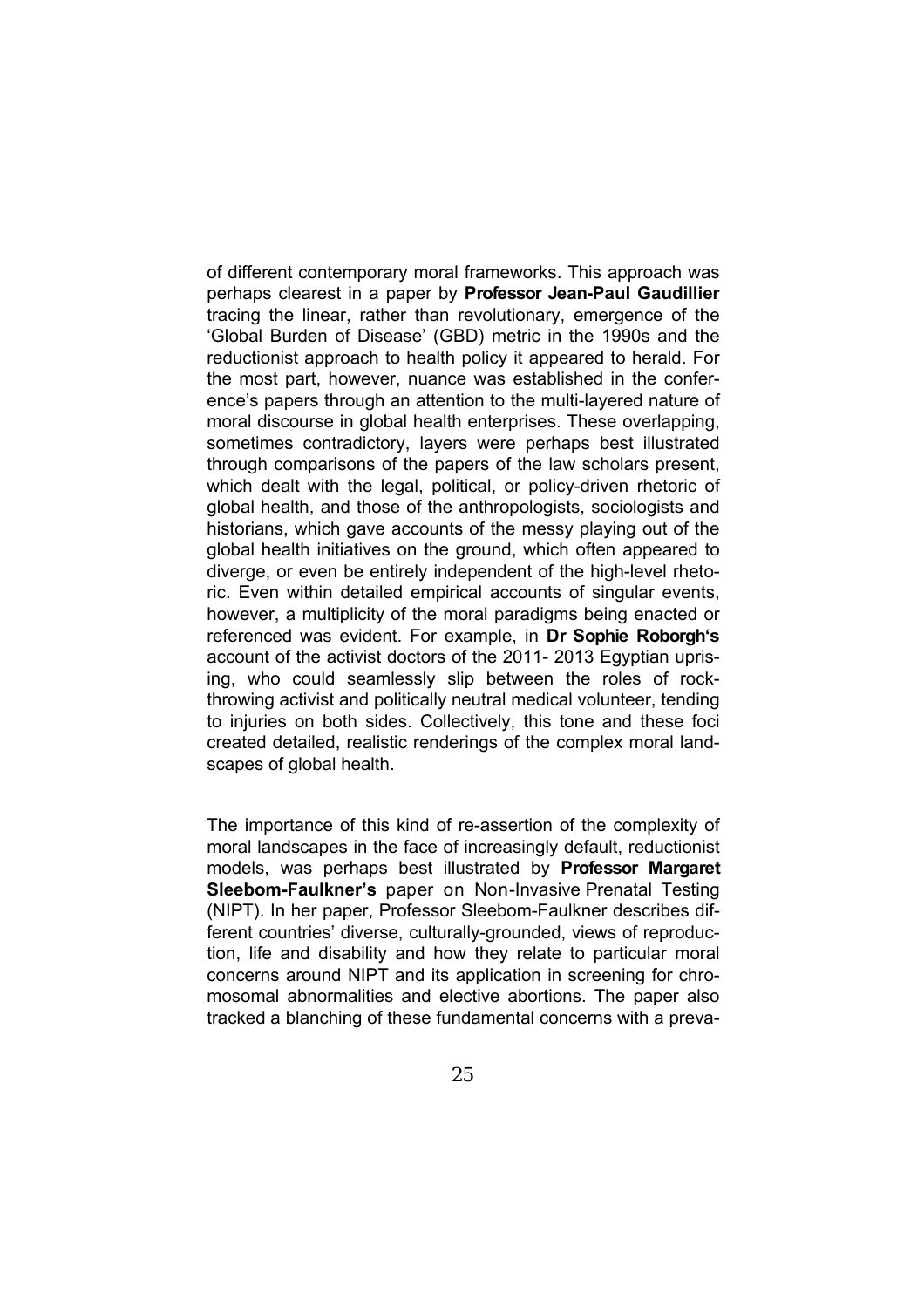of different contemporary moral frameworks. This approach was perhaps clearest in a paper by **Professor Jean-Paul Gaudillier** tracing the linear, rather than revolutionary, emergence of the 'Global Burden of Disease' (GBD) metric in the 1990s and the reductionist approach to health policy it appeared to herald. For the most part, however, nuance was established in the conference's papers through an attention to the multi-layered nature of moral discourse in global health enterprises. These overlapping, sometimes contradictory, layers were perhaps best illustrated through comparisons of the papers of the law scholars present, which dealt with the legal, political, or policy-driven rhetoric of global health, and those of the anthropologists, sociologists and historians, which gave accounts of the messy playing out of the global health initiatives on the ground, which often appeared to diverge, or even be entirely independent of the high-level rhetoric. Even within detailed empirical accounts of singular events, however, a multiplicity of the moral paradigms being enacted or referenced was evident. For example, in **Dr Sophie Roborgh's** account of the activist doctors of the 2011- 2013 Egyptian uprising, who could seamlessly slip between the roles of rock-throwing activist and politically neutral medical volunteer, tending to injuries on both sides. Collectively, this tone and these foci created detailed, realistic renderings of the complex moral landscapes of global health.

The importance of this kind of re-assertion of the complexity of moral landscapes in the face of increasingly default, reductionist models, was perhaps best illustrated by **Professor Margaret Sleebom-Faulkner's** paper on Non-Invasive Prenatal Testing (NIPT). In her paper, Professor Sleebom-Faulkner describes different countries' diverse, culturally-grounded, views of reproduction, life and disability and how they relate to particular moral concerns around NIPT and its application in screening for chromosomal abnormalities and elective abortions. The paper also tracked a blanching of these fundamental concerns with a preva-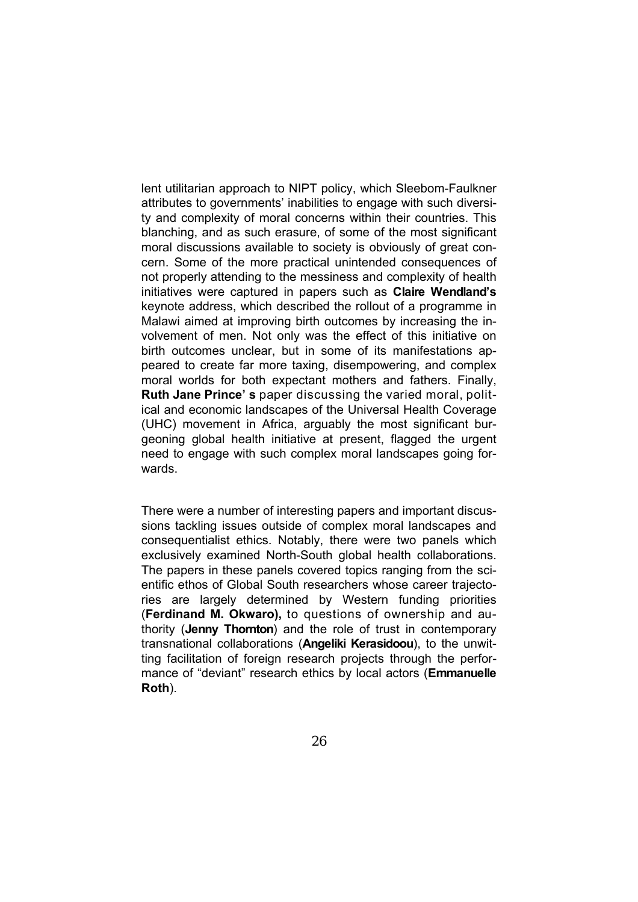lent utilitarian approach to NIPT policy, which Sleebom-Faulkner attributes to governments' inabilities to engage with such diversity and complexity of moral concerns within their countries. This blanching, and as such erasure, of some of the most significant moral discussions available to society is obviously of great concern. Some of the more practical unintended consequences of not properly attending to the messiness and complexity of health initiatives were captured in papers such as **Claire Wendland's** keynote address, which described the rollout of a programme in Malawi aimed at improving birth outcomes by increasing the involvement of men. Not only was the effect of this initiative on birth outcomes unclear, but in some of its manifestations appeared to create far more taxing, disempowering, and complex moral worlds for both expectant mothers and fathers. Finally, **Ruth Jane Prince' s** paper discussing the varied moral, political and economic landscapes of the Universal Health Coverage (UHC) movement in Africa, arguably the most significant burgeoning global health initiative at present, flagged the urgent need to engage with such complex moral landscapes going forwards.

There were a number of interesting papers and important discussions tackling issues outside of complex moral landscapes and consequentialist ethics. Notably, there were two panels which exclusively examined North-South global health collaborations. The papers in these panels covered topics ranging from the scientific ethos of Global South researchers whose career trajectories are largely determined by Western funding priorities (**Ferdinand M. Okwaro),** to questions of ownership and authority (**Jenny Thornton**) and the role of trust in contemporary transnational collaborations (**Angeliki Kerasidoou**), to the unwitting facilitation of foreign research projects through the performance of "deviant" research ethics by local actors (**Emmanuelle Roth**).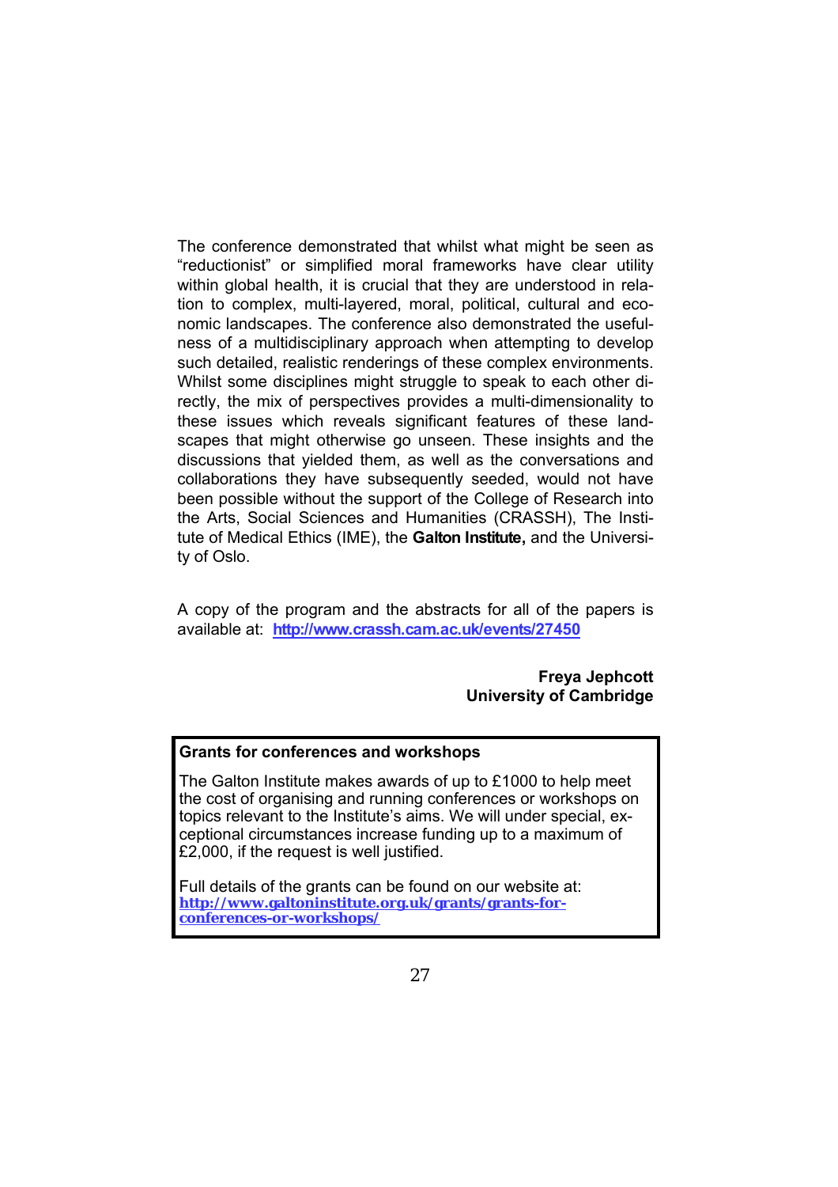The conference demonstrated that whilst what might be seen as "reductionist" or simplified moral frameworks have clear utility within global health, it is crucial that they are understood in relation to complex, multi-layered, moral, political, cultural and economic landscapes. The conference also demonstrated the usefulness of a multidisciplinary approach when attempting to develop such detailed, realistic renderings of these complex environments. Whilst some disciplines might struggle to speak to each other directly, the mix of perspectives provides a multi-dimensionality to these issues which reveals significant features of these landscapes that might otherwise go unseen. These insights and the discussions that yielded them, as well as the conversations and collaborations they have subsequently seeded, would not have been possible without the support of the College of Research into the Arts, Social Sciences and Humanities (CRASSH), The Institute of Medical Ethics (IME), the **Galton Institute,** and the University of Oslo.

A copy of the program and the abstracts for all of the papers is available at: **http://www.crassh.cam.ac.uk/events/27450**

**Freya Jephcott**
**University of Cambridge**

**Grants for conferences and workshops**

The Galton Institute makes awards of up to £1000 to help meet the cost of organising and running conferences or workshops on topics relevant to the Institute's aims. We will under special, exceptional circumstances increase funding up to a maximum of £2,000, if the request is well justified.

Full details of the grants can be found on our website at: **http://www.galtoninstitute.org.uk/grants/grants-for-conferences-or-workshops/**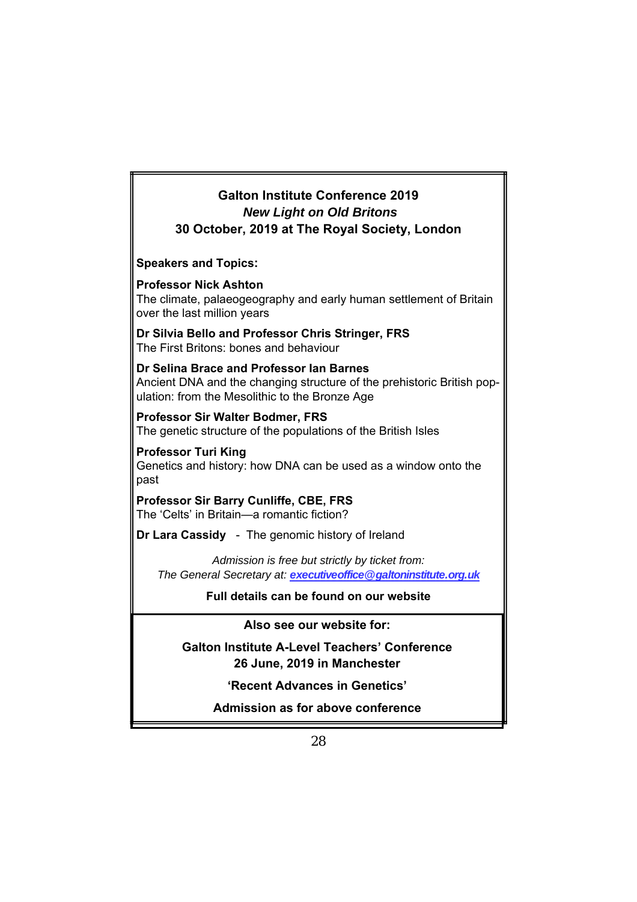## Galton Institute Conference 2019

***New Light on Old Britons***

**30 October, 2019 at The Royal Society, London**

**Speakers and Topics:**

**Professor Nick Ashton**
The climate, palaeogeography and early human settlement of Britain over the last million years

**Dr Silvia Bello and Professor Chris Stringer, FRS**
The First Britons: bones and behaviour

**Dr Selina Brace and Professor Ian Barnes**
Ancient DNA and the changing structure of the prehistoric British population: from the Mesolithic to the Bronze Age

**Professor Sir Walter Bodmer, FRS**
The genetic structure of the populations of the British Isles

**Professor Turi King**
Genetics and history: how DNA can be used as a window onto the past

**Professor Sir Barry Cunliffe, CBE, FRS**
The 'Celts' in Britain—a romantic fiction?

**Dr Lara Cassidy** - The genomic history of Ireland

*Admission is free but strictly by ticket from:*
*The General Secretary at:* ***executiveoffice@galtoninstitute.org.uk***

**Full details can be found on our website**

**Also see our website for:**

**Galton Institute A-Level Teachers' Conference**
**26 June, 2019 in Manchester**

**'Recent Advances in Genetics'**

**Admission as for above conference**